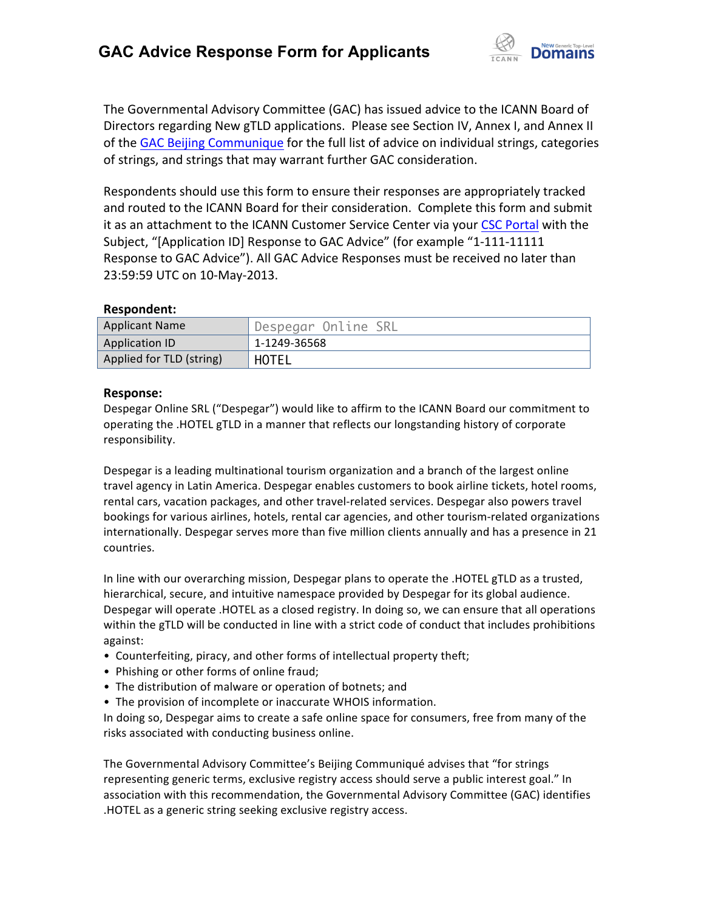# GAC Advice Response Form for Applicants

The Governmental Advisory Committee (GAC) has issued advice to the ICANN Board of Directors regarding New gTLD applications. Please see Section IV, Annex I, and Annex II of the GAC Beijing Communique for the full list of advice on individual strings, categories of strings, and strings that may warrant further GAC consideration.

Respondents should use this form to ensure their responses are appropriately tracked and routed to the ICANN Board for their consideration. Complete this form and submit it as an attachment to the ICANN Customer Service Center via your CSC Portal with the Subject, "[Application ID] Response to GAC Advice" (for example "1-111-11111 Response to GAC Advice"). All GAC Advice Responses must be received no later than 23:59:59 UTC on 10-May-2013.

**Respondent:**

| | |
|---|---|
| Applicant Name | Despegar Online SRL |
| Application ID | 1-1249-36568 |
| Applied for TLD (string) | HOTEL |

**Response:**

Despegar Online SRL ("Despegar") would like to affirm to the ICANN Board our commitment to operating the .HOTEL gTLD in a manner that reflects our longstanding history of corporate responsibility.

Despegar is a leading multinational tourism organization and a branch of the largest online travel agency in Latin America. Despegar enables customers to book airline tickets, hotel rooms, rental cars, vacation packages, and other travel-related services. Despegar also powers travel bookings for various airlines, hotels, rental car agencies, and other tourism-related organizations internationally. Despegar serves more than five million clients annually and has a presence in 21 countries.

In line with our overarching mission, Despegar plans to operate the .HOTEL gTLD as a trusted, hierarchical, secure, and intuitive namespace provided by Despegar for its global audience. Despegar will operate .HOTEL as a closed registry. In doing so, we can ensure that all operations within the gTLD will be conducted in line with a strict code of conduct that includes prohibitions against:

- Counterfeiting, piracy, and other forms of intellectual property theft;
- Phishing or other forms of online fraud;
- The distribution of malware or operation of botnets; and
- The provision of incomplete or inaccurate WHOIS information.

In doing so, Despegar aims to create a safe online space for consumers, free from many of the risks associated with conducting business online.

The Governmental Advisory Committee's Beijing Communiqué advises that "for strings representing generic terms, exclusive registry access should serve a public interest goal." In association with this recommendation, the Governmental Advisory Committee (GAC) identifies .HOTEL as a generic string seeking exclusive registry access.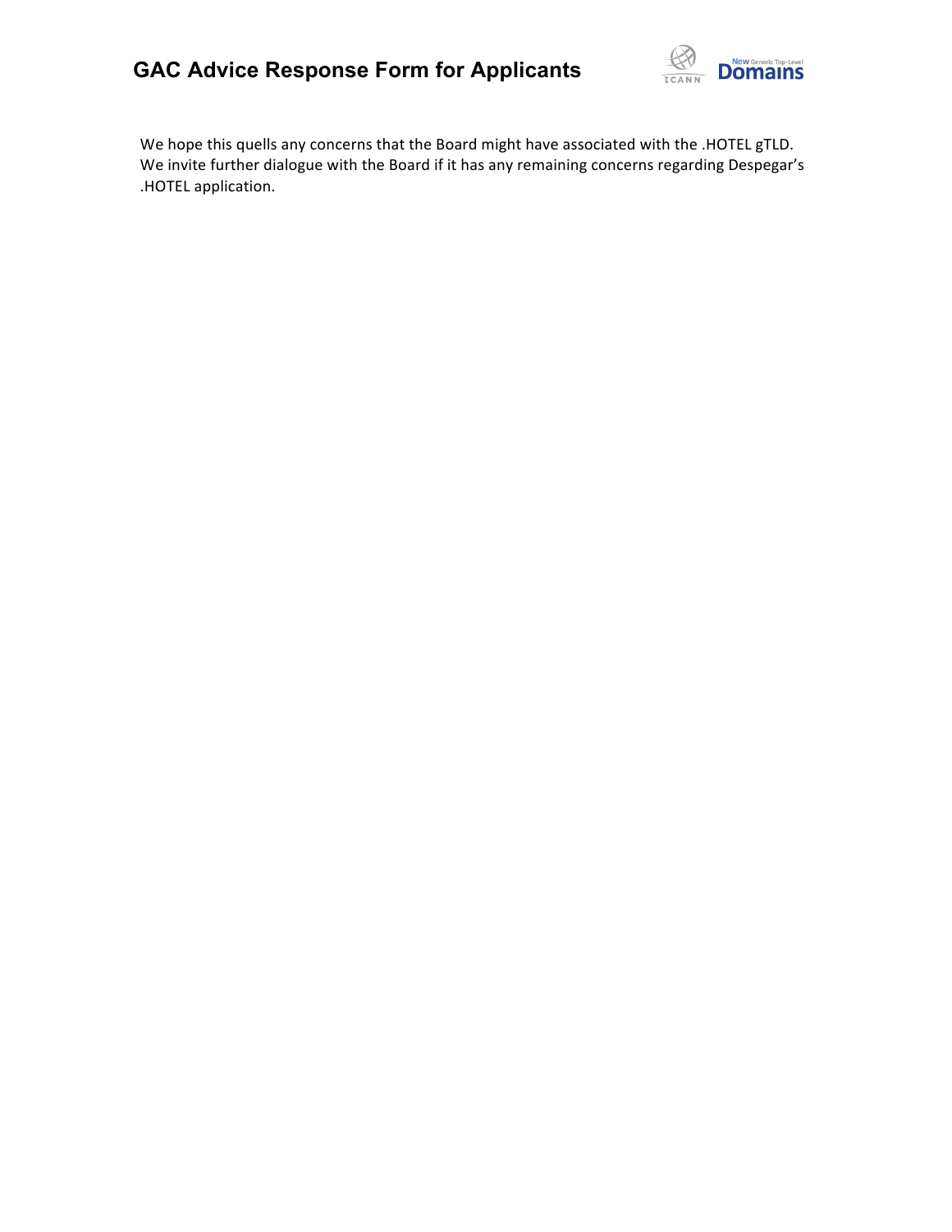We hope this quells any concerns that the Board might have associated with the .HOTEL gTLD. We invite further dialogue with the Board if it has any remaining concerns regarding Despegar's .HOTEL application.